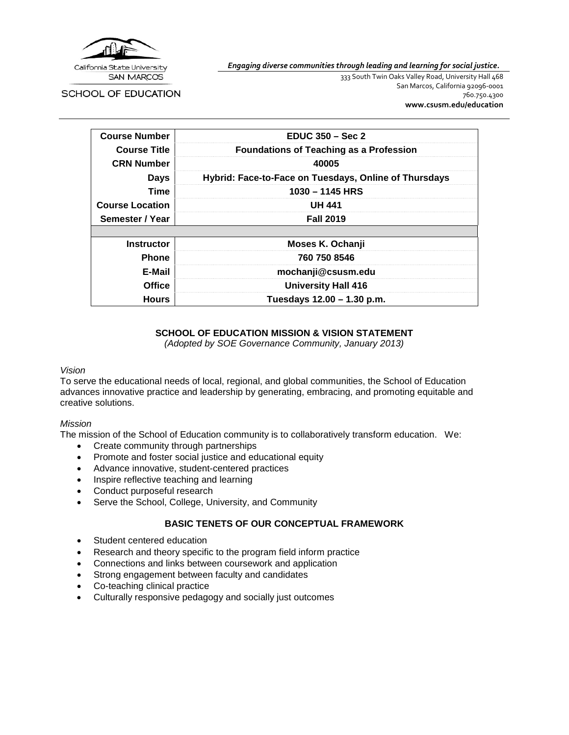California State University SAN MARCOS

SCHOOL OF EDUCATION

***Engaging diverse communities through leading and learning for social justice.***

333 South Twin Oaks Valley Road, University Hall 468
San Marcos, California 92096-0001
760.750.4300
**www.csusm.edu/education**

| **Course Number** | **EDUC 350 – Sec 2** |
|---|---|
| **Course Title** | **Foundations of Teaching as a Profession** |
| **CRN Number** | **40005** |
| **Days** | **Hybrid: Face-to-Face on Tuesdays, Online of Thursdays** |
| **Time** | **1030 – 1145 HRS** |
| **Course Location** | **UH 441** |
| **Semester / Year** | **Fall 2019** |
| | |
| **Instructor** | **Moses K. Ochanji** |
| **Phone** | **760 750 8546** |
| **E-Mail** | **mochanji@csusm.edu** |
| **Office** | **University Hall 416** |
| **Hours** | **Tuesdays 12.00 – 1.30 p.m.** |

## SCHOOL OF EDUCATION MISSION & VISION STATEMENT

*(Adopted by SOE Governance Community, January 2013)*

*Vision*

To serve the educational needs of local, regional, and global communities, the School of Education advances innovative practice and leadership by generating, embracing, and promoting equitable and creative solutions.

*Mission*

The mission of the School of Education community is to collaboratively transform education. We:

- Create community through partnerships
- Promote and foster social justice and educational equity
- Advance innovative, student-centered practices
- Inspire reflective teaching and learning
- Conduct purposeful research
- Serve the School, College, University, and Community

## BASIC TENETS OF OUR CONCEPTUAL FRAMEWORK

- Student centered education
- Research and theory specific to the program field inform practice
- Connections and links between coursework and application
- Strong engagement between faculty and candidates
- Co-teaching clinical practice
- Culturally responsive pedagogy and socially just outcomes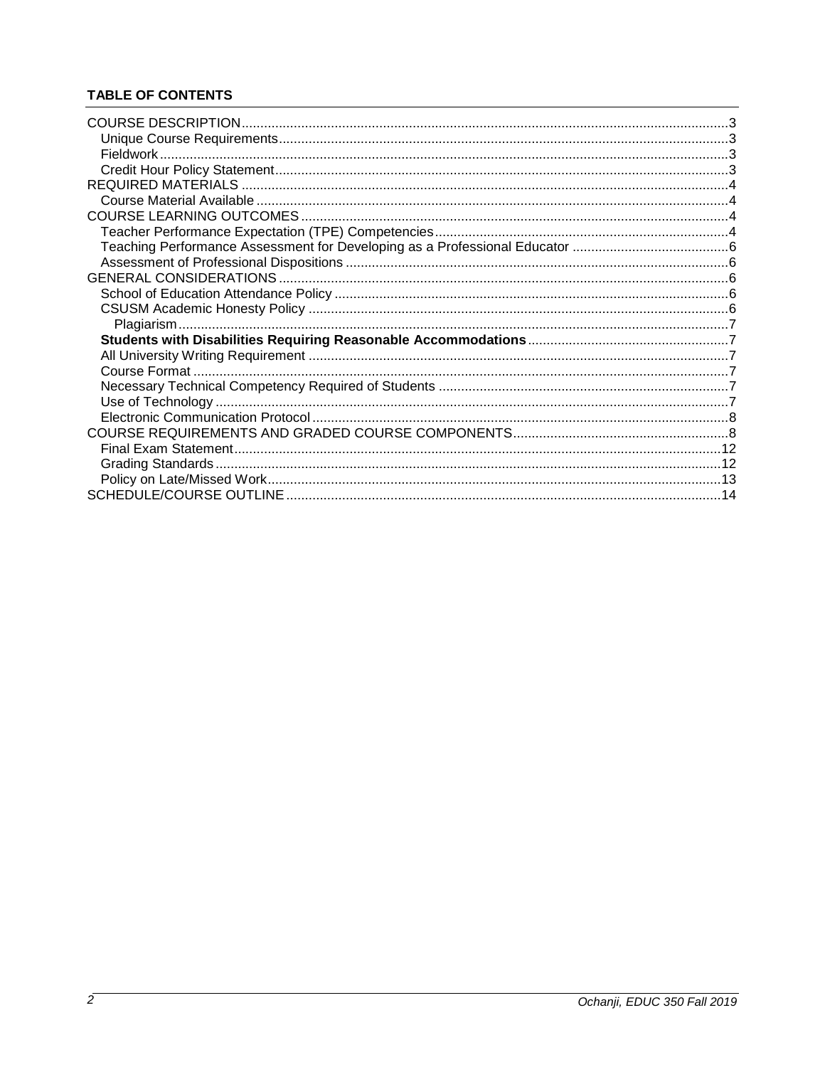**TABLE OF CONTENTS**

COURSE DESCRIPTION ..... 3
- Unique Course Requirements ..... 3
- Fieldwork ..... 3
- Credit Hour Policy Statement ..... 3

REQUIRED MATERIALS ..... 4
- Course Material Available ..... 4

COURSE LEARNING OUTCOMES ..... 4
- Teacher Performance Expectation (TPE) Competencies ..... 4
- Teaching Performance Assessment for Developing as a Professional Educator ..... 6
- Assessment of Professional Dispositions ..... 6

GENERAL CONSIDERATIONS ..... 6
- School of Education Attendance Policy ..... 6
- CSUSM Academic Honesty Policy ..... 6
  - Plagiarism ..... 7
- **Students with Disabilities Requiring Reasonable Accommodations** ..... 7
- All University Writing Requirement ..... 7
- Course Format ..... 7
- Necessary Technical Competency Required of Students ..... 7
- Use of Technology ..... 7
- Electronic Communication Protocol ..... 8

COURSE REQUIREMENTS AND GRADED COURSE COMPONENTS ..... 8
- Final Exam Statement ..... 12
- Grading Standards ..... 12
- Policy on Late/Missed Work ..... 13

SCHEDULE/COURSE OUTLINE ..... 14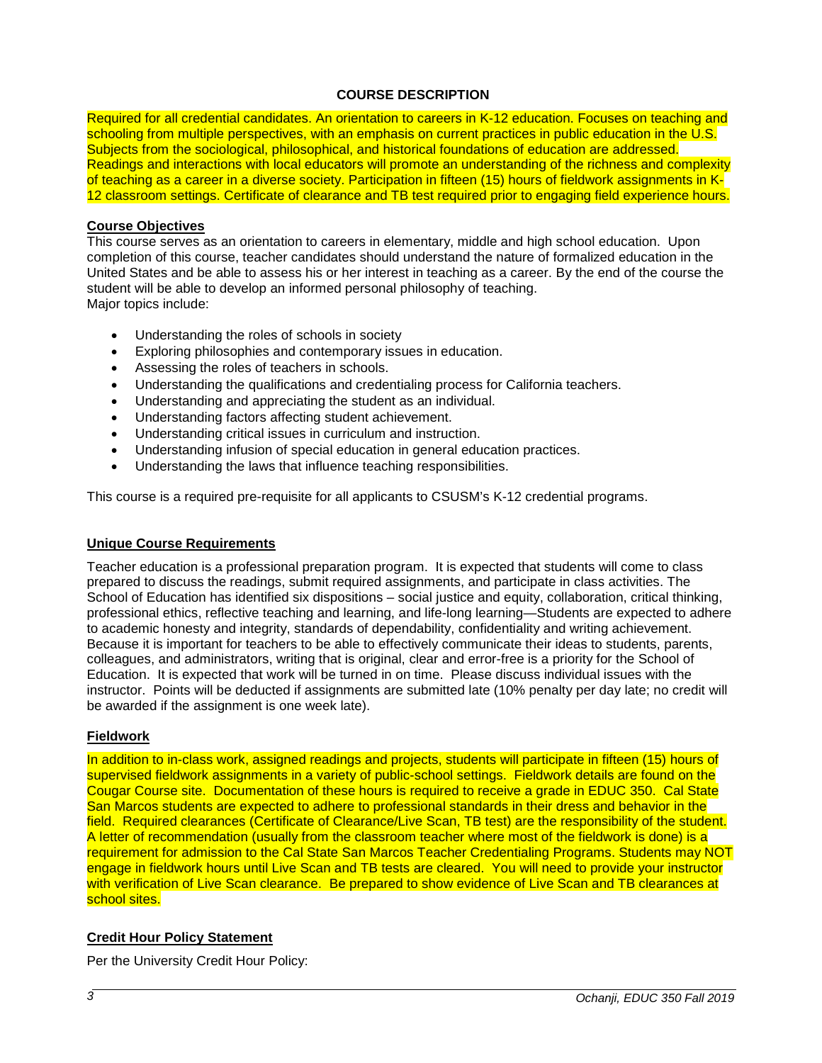## COURSE DESCRIPTION

Required for all credential candidates. An orientation to careers in K-12 education. Focuses on teaching and schooling from multiple perspectives, with an emphasis on current practices in public education in the U.S. Subjects from the sociological, philosophical, and historical foundations of education are addressed. Readings and interactions with local educators will promote an understanding of the richness and complexity of teaching as a career in a diverse society. Participation in fifteen (15) hours of fieldwork assignments in K-12 classroom settings. Certificate of clearance and TB test required prior to engaging field experience hours.

### Course Objectives

This course serves as an orientation to careers in elementary, middle and high school education. Upon completion of this course, teacher candidates should understand the nature of formalized education in the United States and be able to assess his or her interest in teaching as a career. By the end of the course the student will be able to develop an informed personal philosophy of teaching.
Major topics include:

- Understanding the roles of schools in society
- Exploring philosophies and contemporary issues in education.
- Assessing the roles of teachers in schools.
- Understanding the qualifications and credentialing process for California teachers.
- Understanding and appreciating the student as an individual.
- Understanding factors affecting student achievement.
- Understanding critical issues in curriculum and instruction.
- Understanding infusion of special education in general education practices.
- Understanding the laws that influence teaching responsibilities.

This course is a required pre-requisite for all applicants to CSUSM's K-12 credential programs.

### Unique Course Requirements

Teacher education is a professional preparation program. It is expected that students will come to class prepared to discuss the readings, submit required assignments, and participate in class activities. The School of Education has identified six dispositions – social justice and equity, collaboration, critical thinking, professional ethics, reflective teaching and learning, and life-long learning—Students are expected to adhere to academic honesty and integrity, standards of dependability, confidentiality and writing achievement. Because it is important for teachers to be able to effectively communicate their ideas to students, parents, colleagues, and administrators, writing that is original, clear and error-free is a priority for the School of Education. It is expected that work will be turned in on time. Please discuss individual issues with the instructor. Points will be deducted if assignments are submitted late (10% penalty per day late; no credit will be awarded if the assignment is one week late).

### Fieldwork

In addition to in-class work, assigned readings and projects, students will participate in fifteen (15) hours of supervised fieldwork assignments in a variety of public-school settings. Fieldwork details are found on the Cougar Course site. Documentation of these hours is required to receive a grade in EDUC 350. Cal State San Marcos students are expected to adhere to professional standards in their dress and behavior in the field. Required clearances (Certificate of Clearance/Live Scan, TB test) are the responsibility of the student. A letter of recommendation (usually from the classroom teacher where most of the fieldwork is done) is a requirement for admission to the Cal State San Marcos Teacher Credentialing Programs. Students may NOT engage in fieldwork hours until Live Scan and TB tests are cleared. You will need to provide your instructor with verification of Live Scan clearance. Be prepared to show evidence of Live Scan and TB clearances at school sites.

### Credit Hour Policy Statement

Per the University Credit Hour Policy: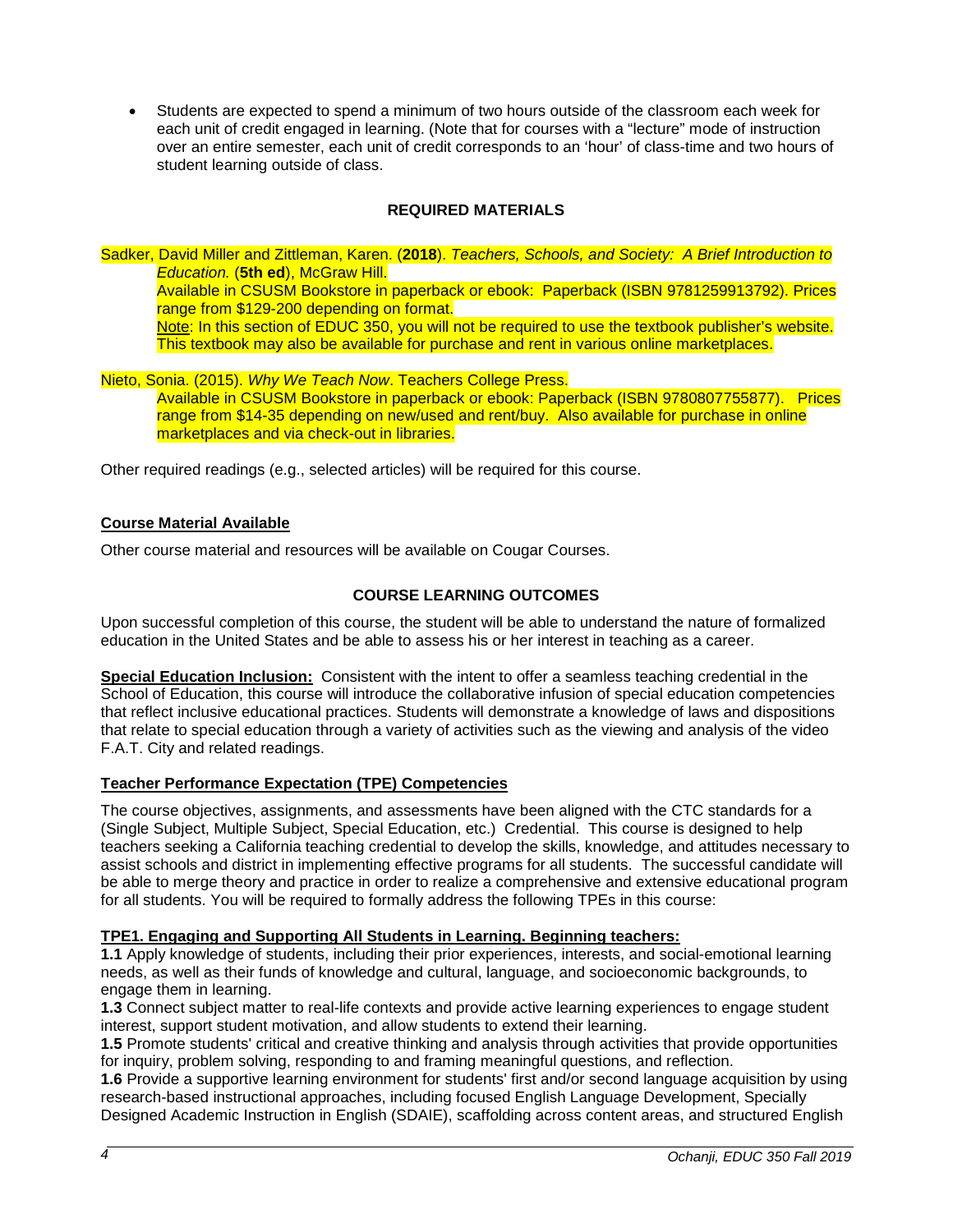- Students are expected to spend a minimum of two hours outside of the classroom each week for each unit of credit engaged in learning. (Note that for courses with a "lecture" mode of instruction over an entire semester, each unit of credit corresponds to an 'hour' of class-time and two hours of student learning outside of class.

## REQUIRED MATERIALS

Sadker, David Miller and Zittleman, Karen. (**2018**). *Teachers, Schools, and Society: A Brief Introduction to Education.* (**5th ed**), McGraw Hill.
Available in CSUSM Bookstore in paperback or ebook: Paperback (ISBN 9781259913792). Prices range from $129-200 depending on format.
Note: In this section of EDUC 350, you will not be required to use the textbook publisher's website. This textbook may also be available for purchase and rent in various online marketplaces.

Nieto, Sonia. (2015). *Why We Teach Now*. Teachers College Press.
Available in CSUSM Bookstore in paperback or ebook: Paperback (ISBN 9780807755877). Prices range from $14-35 depending on new/used and rent/buy. Also available for purchase in online marketplaces and via check-out in libraries.

Other required readings (e.g., selected articles) will be required for this course.

### Course Material Available

Other course material and resources will be available on Cougar Courses.

## COURSE LEARNING OUTCOMES

Upon successful completion of this course, the student will be able to understand the nature of formalized education in the United States and be able to assess his or her interest in teaching as a career.

**Special Education Inclusion:** Consistent with the intent to offer a seamless teaching credential in the School of Education, this course will introduce the collaborative infusion of special education competencies that reflect inclusive educational practices. Students will demonstrate a knowledge of laws and dispositions that relate to special education through a variety of activities such as the viewing and analysis of the video F.A.T. City and related readings.

### Teacher Performance Expectation (TPE) Competencies

The course objectives, assignments, and assessments have been aligned with the CTC standards for a (Single Subject, Multiple Subject, Special Education, etc.) Credential. This course is designed to help teachers seeking a California teaching credential to develop the skills, knowledge, and attitudes necessary to assist schools and district in implementing effective programs for all students. The successful candidate will be able to merge theory and practice in order to realize a comprehensive and extensive educational program for all students. You will be required to formally address the following TPEs in this course:

**TPE1. Engaging and Supporting All Students in Learning. Beginning teachers:**

**1.1** Apply knowledge of students, including their prior experiences, interests, and social-emotional learning needs, as well as their funds of knowledge and cultural, language, and socioeconomic backgrounds, to engage them in learning.

**1.3** Connect subject matter to real-life contexts and provide active learning experiences to engage student interest, support student motivation, and allow students to extend their learning.

**1.5** Promote students' critical and creative thinking and analysis through activities that provide opportunities for inquiry, problem solving, responding to and framing meaningful questions, and reflection.

**1.6** Provide a supportive learning environment for students' first and/or second language acquisition by using research-based instructional approaches, including focused English Language Development, Specially Designed Academic Instruction in English (SDAIE), scaffolding across content areas, and structured English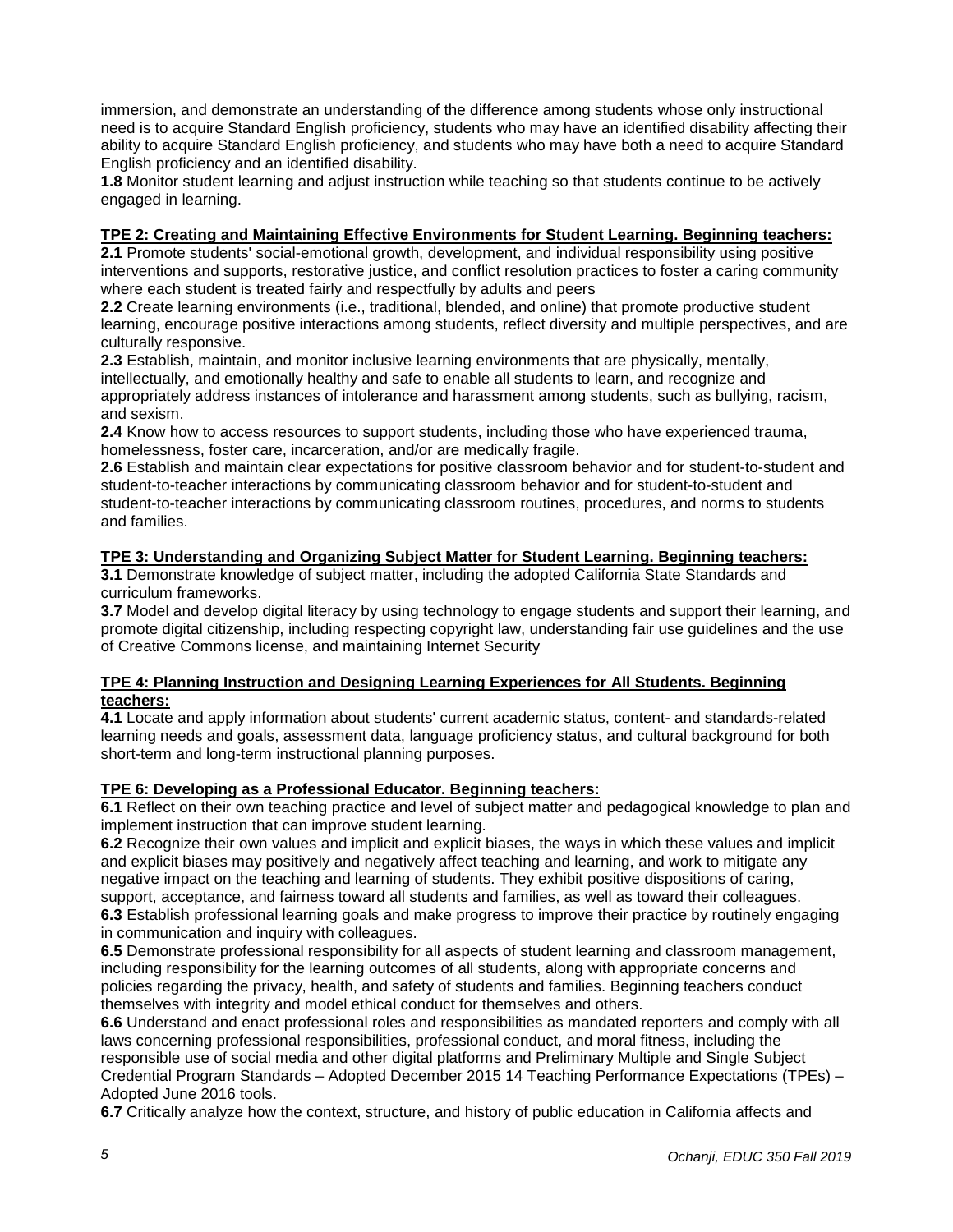immersion, and demonstrate an understanding of the difference among students whose only instructional need is to acquire Standard English proficiency, students who may have an identified disability affecting their ability to acquire Standard English proficiency, and students who may have both a need to acquire Standard English proficiency and an identified disability.

**1.8** Monitor student learning and adjust instruction while teaching so that students continue to be actively engaged in learning.

**TPE 2: Creating and Maintaining Effective Environments for Student Learning. Beginning teachers:**

**2.1** Promote students' social-emotional growth, development, and individual responsibility using positive interventions and supports, restorative justice, and conflict resolution practices to foster a caring community where each student is treated fairly and respectfully by adults and peers

**2.2** Create learning environments (i.e., traditional, blended, and online) that promote productive student learning, encourage positive interactions among students, reflect diversity and multiple perspectives, and are culturally responsive.

**2.3** Establish, maintain, and monitor inclusive learning environments that are physically, mentally, intellectually, and emotionally healthy and safe to enable all students to learn, and recognize and appropriately address instances of intolerance and harassment among students, such as bullying, racism, and sexism.

**2.4** Know how to access resources to support students, including those who have experienced trauma, homelessness, foster care, incarceration, and/or are medically fragile.

**2.6** Establish and maintain clear expectations for positive classroom behavior and for student-to-student and student-to-teacher interactions by communicating classroom behavior and for student-to-student and student-to-teacher interactions by communicating classroom routines, procedures, and norms to students and families.

**TPE 3: Understanding and Organizing Subject Matter for Student Learning. Beginning teachers:**

**3.1** Demonstrate knowledge of subject matter, including the adopted California State Standards and curriculum frameworks.

**3.7** Model and develop digital literacy by using technology to engage students and support their learning, and promote digital citizenship, including respecting copyright law, understanding fair use guidelines and the use of Creative Commons license, and maintaining Internet Security

**TPE 4: Planning Instruction and Designing Learning Experiences for All Students. Beginning teachers:**

**4.1** Locate and apply information about students' current academic status, content- and standards-related learning needs and goals, assessment data, language proficiency status, and cultural background for both short-term and long-term instructional planning purposes.

**TPE 6: Developing as a Professional Educator. Beginning teachers:**

**6.1** Reflect on their own teaching practice and level of subject matter and pedagogical knowledge to plan and implement instruction that can improve student learning.

**6.2** Recognize their own values and implicit and explicit biases, the ways in which these values and implicit and explicit biases may positively and negatively affect teaching and learning, and work to mitigate any negative impact on the teaching and learning of students. They exhibit positive dispositions of caring, support, acceptance, and fairness toward all students and families, as well as toward their colleagues.

**6.3** Establish professional learning goals and make progress to improve their practice by routinely engaging in communication and inquiry with colleagues.

**6.5** Demonstrate professional responsibility for all aspects of student learning and classroom management, including responsibility for the learning outcomes of all students, along with appropriate concerns and policies regarding the privacy, health, and safety of students and families. Beginning teachers conduct themselves with integrity and model ethical conduct for themselves and others.

**6.6** Understand and enact professional roles and responsibilities as mandated reporters and comply with all laws concerning professional responsibilities, professional conduct, and moral fitness, including the responsible use of social media and other digital platforms and Preliminary Multiple and Single Subject Credential Program Standards – Adopted December 2015 14 Teaching Performance Expectations (TPEs) – Adopted June 2016 tools.

**6.7** Critically analyze how the context, structure, and history of public education in California affects and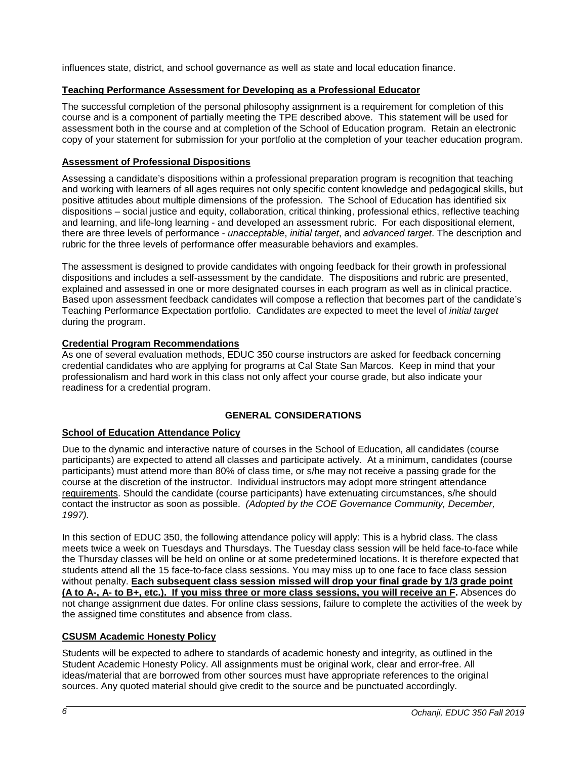influences state, district, and school governance as well as state and local education finance.

**Teaching Performance Assessment for Developing as a Professional Educator**

The successful completion of the personal philosophy assignment is a requirement for completion of this course and is a component of partially meeting the TPE described above. This statement will be used for assessment both in the course and at completion of the School of Education program. Retain an electronic copy of your statement for submission for your portfolio at the completion of your teacher education program.

**Assessment of Professional Dispositions**

Assessing a candidate's dispositions within a professional preparation program is recognition that teaching and working with learners of all ages requires not only specific content knowledge and pedagogical skills, but positive attitudes about multiple dimensions of the profession. The School of Education has identified six dispositions – social justice and equity, collaboration, critical thinking, professional ethics, reflective teaching and learning, and life-long learning - and developed an assessment rubric. For each dispositional element, there are three levels of performance - *unacceptable*, *initial target*, and *advanced target*. The description and rubric for the three levels of performance offer measurable behaviors and examples.

The assessment is designed to provide candidates with ongoing feedback for their growth in professional dispositions and includes a self-assessment by the candidate. The dispositions and rubric are presented, explained and assessed in one or more designated courses in each program as well as in clinical practice. Based upon assessment feedback candidates will compose a reflection that becomes part of the candidate's Teaching Performance Expectation portfolio. Candidates are expected to meet the level of *initial target* during the program.

**Credential Program Recommendations**

As one of several evaluation methods, EDUC 350 course instructors are asked for feedback concerning credential candidates who are applying for programs at Cal State San Marcos. Keep in mind that your professionalism and hard work in this class not only affect your course grade, but also indicate your readiness for a credential program.

## GENERAL CONSIDERATIONS

**School of Education Attendance Policy**

Due to the dynamic and interactive nature of courses in the School of Education, all candidates (course participants) are expected to attend all classes and participate actively. At a minimum, candidates (course participants) must attend more than 80% of class time, or s/he may not receive a passing grade for the course at the discretion of the instructor. Individual instructors may adopt more stringent attendance requirements. Should the candidate (course participants) have extenuating circumstances, s/he should contact the instructor as soon as possible. *(Adopted by the COE Governance Community, December, 1997).*

In this section of EDUC 350, the following attendance policy will apply: This is a hybrid class. The class meets twice a week on Tuesdays and Thursdays. The Tuesday class session will be held face-to-face while the Thursday classes will be held on online or at some predetermined locations. It is therefore expected that students attend all the 15 face-to-face class sessions. You may miss up to one face to face class session without penalty. **Each subsequent class session missed will drop your final grade by 1/3 grade point (A to A-, A- to B+, etc.). If you miss three or more class sessions, you will receive an F.** Absences do not change assignment due dates. For online class sessions, failure to complete the activities of the week by the assigned time constitutes and absence from class.

**CSUSM Academic Honesty Policy**

Students will be expected to adhere to standards of academic honesty and integrity, as outlined in the Student Academic Honesty Policy. All assignments must be original work, clear and error-free. All ideas/material that are borrowed from other sources must have appropriate references to the original sources. Any quoted material should give credit to the source and be punctuated accordingly.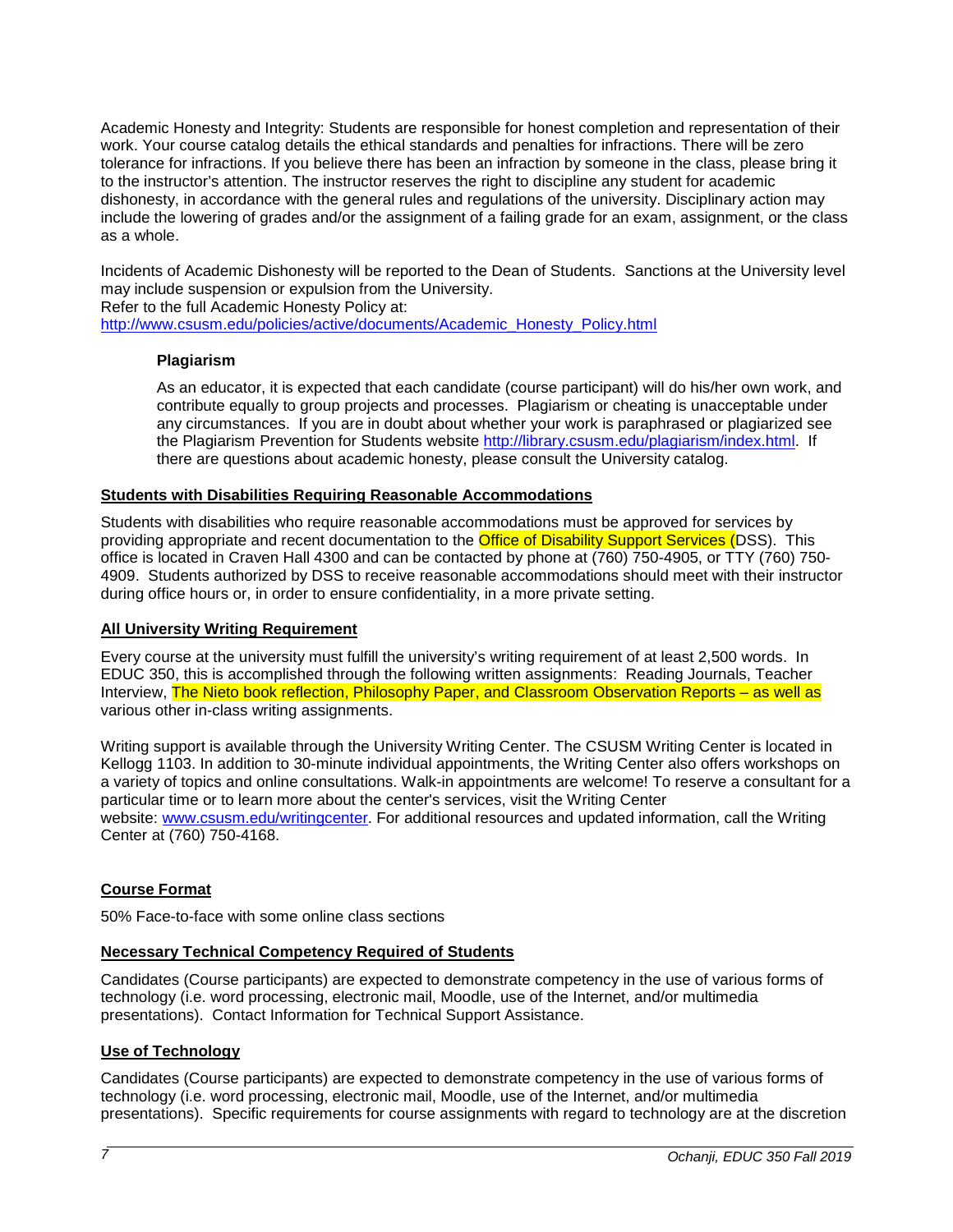Academic Honesty and Integrity: Students are responsible for honest completion and representation of their work. Your course catalog details the ethical standards and penalties for infractions. There will be zero tolerance for infractions. If you believe there has been an infraction by someone in the class, please bring it to the instructor's attention. The instructor reserves the right to discipline any student for academic dishonesty, in accordance with the general rules and regulations of the university. Disciplinary action may include the lowering of grades and/or the assignment of a failing grade for an exam, assignment, or the class as a whole.

Incidents of Academic Dishonesty will be reported to the Dean of Students. Sanctions at the University level may include suspension or expulsion from the University.
Refer to the full Academic Honesty Policy at:
[http://www.csusm.edu/policies/active/documents/Academic_Honesty_Policy.html](http://www.csusm.edu/policies/active/documents/Academic_Honesty_Policy.html)

**Plagiarism**

As an educator, it is expected that each candidate (course participant) will do his/her own work, and contribute equally to group projects and processes. Plagiarism or cheating is unacceptable under any circumstances. If you are in doubt about whether your work is paraphrased or plagiarized see the Plagiarism Prevention for Students website [http://library.csusm.edu/plagiarism/index.html](http://library.csusm.edu/plagiarism/index.html). If there are questions about academic honesty, please consult the University catalog.

**Students with Disabilities Requiring Reasonable Accommodations**

Students with disabilities who require reasonable accommodations must be approved for services by providing appropriate and recent documentation to the Office of Disability Support Services (DSS). This office is located in Craven Hall 4300 and can be contacted by phone at (760) 750-4905, or TTY (760) 750-4909. Students authorized by DSS to receive reasonable accommodations should meet with their instructor during office hours or, in order to ensure confidentiality, in a more private setting.

**All University Writing Requirement**

Every course at the university must fulfill the university's writing requirement of at least 2,500 words. In EDUC 350, this is accomplished through the following written assignments: Reading Journals, Teacher Interview, The Nieto book reflection, Philosophy Paper, and Classroom Observation Reports – as well as various other in-class writing assignments.

Writing support is available through the University Writing Center. The CSUSM Writing Center is located in Kellogg 1103. In addition to 30-minute individual appointments, the Writing Center also offers workshops on a variety of topics and online consultations. Walk-in appointments are welcome! To reserve a consultant for a particular time or to learn more about the center's services, visit the Writing Center website: [www.csusm.edu/writingcenter](www.csusm.edu/writingcenter). For additional resources and updated information, call the Writing Center at (760) 750-4168.

**Course Format**

50% Face-to-face with some online class sections

**Necessary Technical Competency Required of Students**

Candidates (Course participants) are expected to demonstrate competency in the use of various forms of technology (i.e. word processing, electronic mail, Moodle, use of the Internet, and/or multimedia presentations). Contact Information for Technical Support Assistance.

**Use of Technology**

Candidates (Course participants) are expected to demonstrate competency in the use of various forms of technology (i.e. word processing, electronic mail, Moodle, use of the Internet, and/or multimedia presentations). Specific requirements for course assignments with regard to technology are at the discretion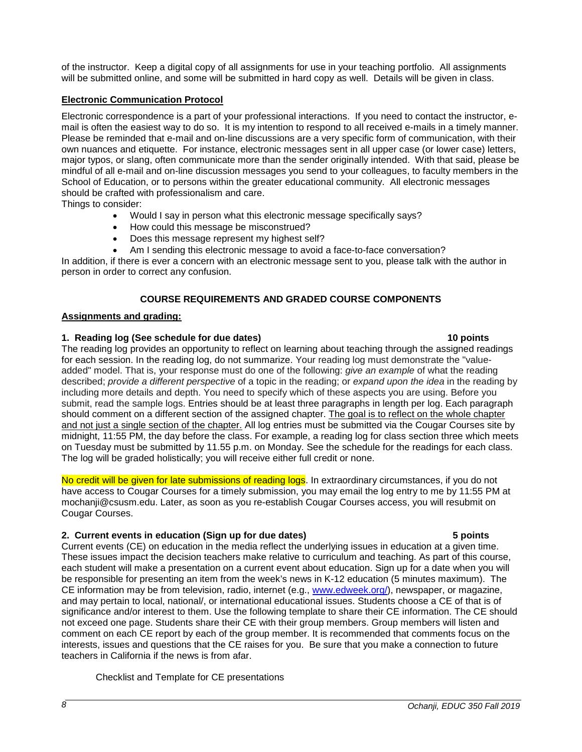of the instructor. Keep a digital copy of all assignments for use in your teaching portfolio. All assignments will be submitted online, and some will be submitted in hard copy as well. Details will be given in class.

**Electronic Communication Protocol**

Electronic correspondence is a part of your professional interactions. If you need to contact the instructor, e-mail is often the easiest way to do so. It is my intention to respond to all received e-mails in a timely manner. Please be reminded that e-mail and on-line discussions are a very specific form of communication, with their own nuances and etiquette. For instance, electronic messages sent in all upper case (or lower case) letters, major typos, or slang, often communicate more than the sender originally intended. With that said, please be mindful of all e-mail and on-line discussion messages you send to your colleagues, to faculty members in the School of Education, or to persons within the greater educational community. All electronic messages should be crafted with professionalism and care.

Things to consider:

- Would I say in person what this electronic message specifically says?
- How could this message be misconstrued?
- Does this message represent my highest self?
- Am I sending this electronic message to avoid a face-to-face conversation?

In addition, if there is ever a concern with an electronic message sent to you, please talk with the author in person in order to correct any confusion.

## COURSE REQUIREMENTS AND GRADED COURSE COMPONENTS

**Assignments and grading:**

**1. Reading log (See schedule for due dates) 10 points**

The reading log provides an opportunity to reflect on learning about teaching through the assigned readings for each session. In the reading log, do not summarize. Your reading log must demonstrate the "value-added" model. That is, your response must do one of the following: *give an example* of what the reading described; *provide a different perspective* of a topic in the reading; or *expand upon the idea* in the reading by including more details and depth. You need to specify which of these aspects you are using. Before you submit, read the sample logs. Entries should be at least three paragraphs in length per log. Each paragraph should comment on a different section of the assigned chapter. The goal is to reflect on the whole chapter and not just a single section of the chapter. All log entries must be submitted via the Cougar Courses site by midnight, 11:55 PM, the day before the class. For example, a reading log for class section three which meets on Tuesday must be submitted by 11.55 p.m. on Monday. See the schedule for the readings for each class. The log will be graded holistically; you will receive either full credit or none.

No credit will be given for late submissions of reading logs. In extraordinary circumstances, if you do not have access to Cougar Courses for a timely submission, you may email the log entry to me by 11:55 PM at mochanji@csusm.edu. Later, as soon as you re-establish Cougar Courses access, you will resubmit on Cougar Courses.

**2. Current events in education (Sign up for due dates) 5 points**

Current events (CE) on education in the media reflect the underlying issues in education at a given time. These issues impact the decision teachers make relative to curriculum and teaching. As part of this course, each student will make a presentation on a current event about education. Sign up for a date when you will be responsible for presenting an item from the week's news in K-12 education (5 minutes maximum). The CE information may be from television, radio, internet (e.g., www.edweek.org/), newspaper, or magazine, and may pertain to local, national/, or international educational issues. Students choose a CE of that is of significance and/or interest to them. Use the following template to share their CE information. The CE should not exceed one page. Students share their CE with their group members. Group members will listen and comment on each CE report by each of the group member. It is recommended that comments focus on the interests, issues and questions that the CE raises for you. Be sure that you make a connection to future teachers in California if the news is from afar.

Checklist and Template for CE presentations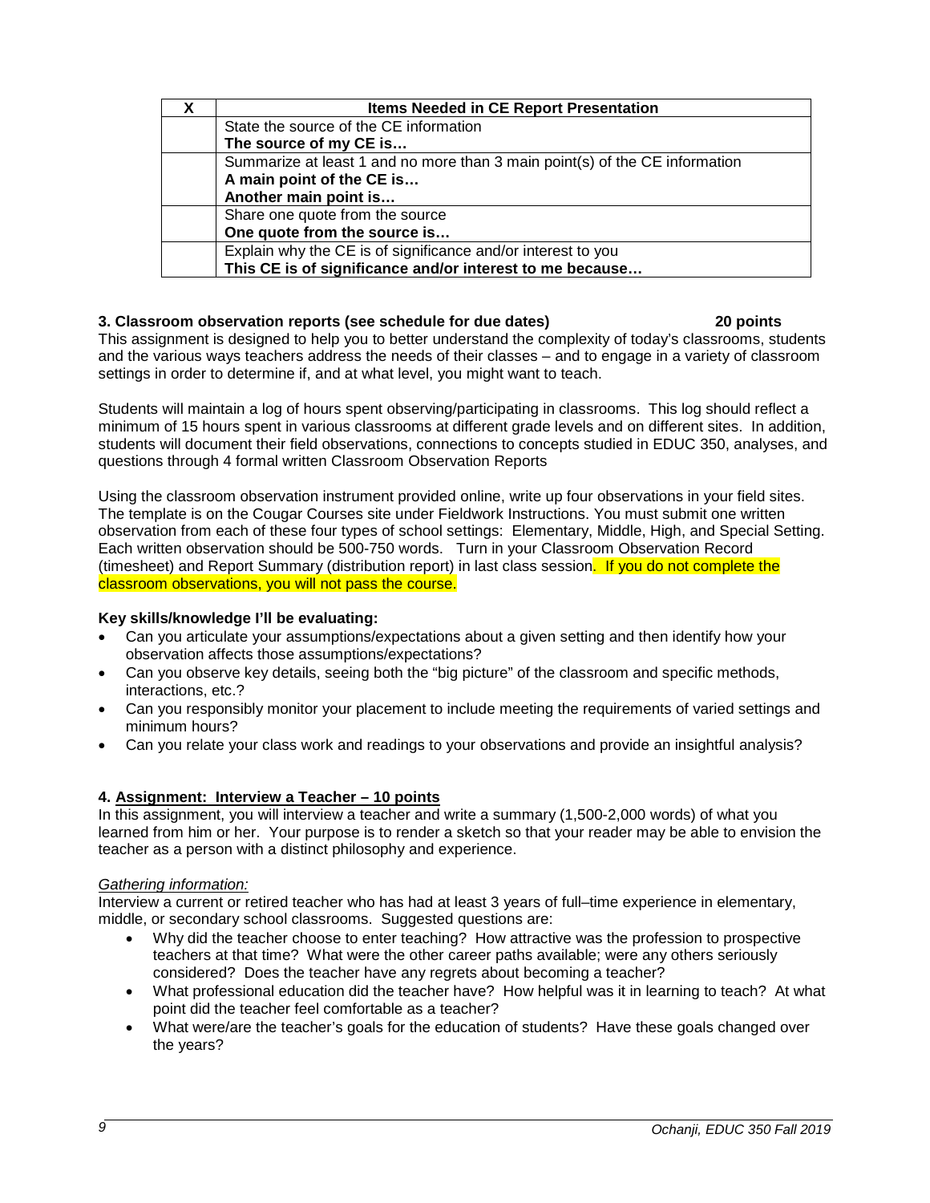| X | Items Needed in CE Report Presentation |
|---|---|
| | State the source of the CE information<br>**The source of my CE is…** |
| | Summarize at least 1 and no more than 3 main point(s) of the CE information<br>**A main point of the CE is…**<br>**Another main point is…** |
| | Share one quote from the source<br>**One quote from the source is…** |
| | Explain why the CE is of significance and/or interest to you<br>**This CE is of significance and/or interest to me because…** |

### 3. Classroom observation reports (see schedule for due dates) 20 points

This assignment is designed to help you to better understand the complexity of today's classrooms, students and the various ways teachers address the needs of their classes – and to engage in a variety of classroom settings in order to determine if, and at what level, you might want to teach.

Students will maintain a log of hours spent observing/participating in classrooms. This log should reflect a minimum of 15 hours spent in various classrooms at different grade levels and on different sites. In addition, students will document their field observations, connections to concepts studied in EDUC 350, analyses, and questions through 4 formal written Classroom Observation Reports

Using the classroom observation instrument provided online, write up four observations in your field sites. The template is on the Cougar Courses site under Fieldwork Instructions. You must submit one written observation from each of these four types of school settings: Elementary, Middle, High, and Special Setting. Each written observation should be 500-750 words. Turn in your Classroom Observation Record (timesheet) and Report Summary (distribution report) in last class session. If you do not complete the classroom observations, you will not pass the course.

**Key skills/knowledge I'll be evaluating:**

- Can you articulate your assumptions/expectations about a given setting and then identify how your observation affects those assumptions/expectations?
- Can you observe key details, seeing both the "big picture" of the classroom and specific methods, interactions, etc.?
- Can you responsibly monitor your placement to include meeting the requirements of varied settings and minimum hours?
- Can you relate your class work and readings to your observations and provide an insightful analysis?

### 4. Assignment: Interview a Teacher – 10 points

In this assignment, you will interview a teacher and write a summary (1,500-2,000 words) of what you learned from him or her. Your purpose is to render a sketch so that your reader may be able to envision the teacher as a person with a distinct philosophy and experience.

*Gathering information:*

Interview a current or retired teacher who has had at least 3 years of full–time experience in elementary, middle, or secondary school classrooms. Suggested questions are:

- Why did the teacher choose to enter teaching? How attractive was the profession to prospective teachers at that time? What were the other career paths available; were any others seriously considered? Does the teacher have any regrets about becoming a teacher?
- What professional education did the teacher have? How helpful was it in learning to teach? At what point did the teacher feel comfortable as a teacher?
- What were/are the teacher's goals for the education of students? Have these goals changed over the years?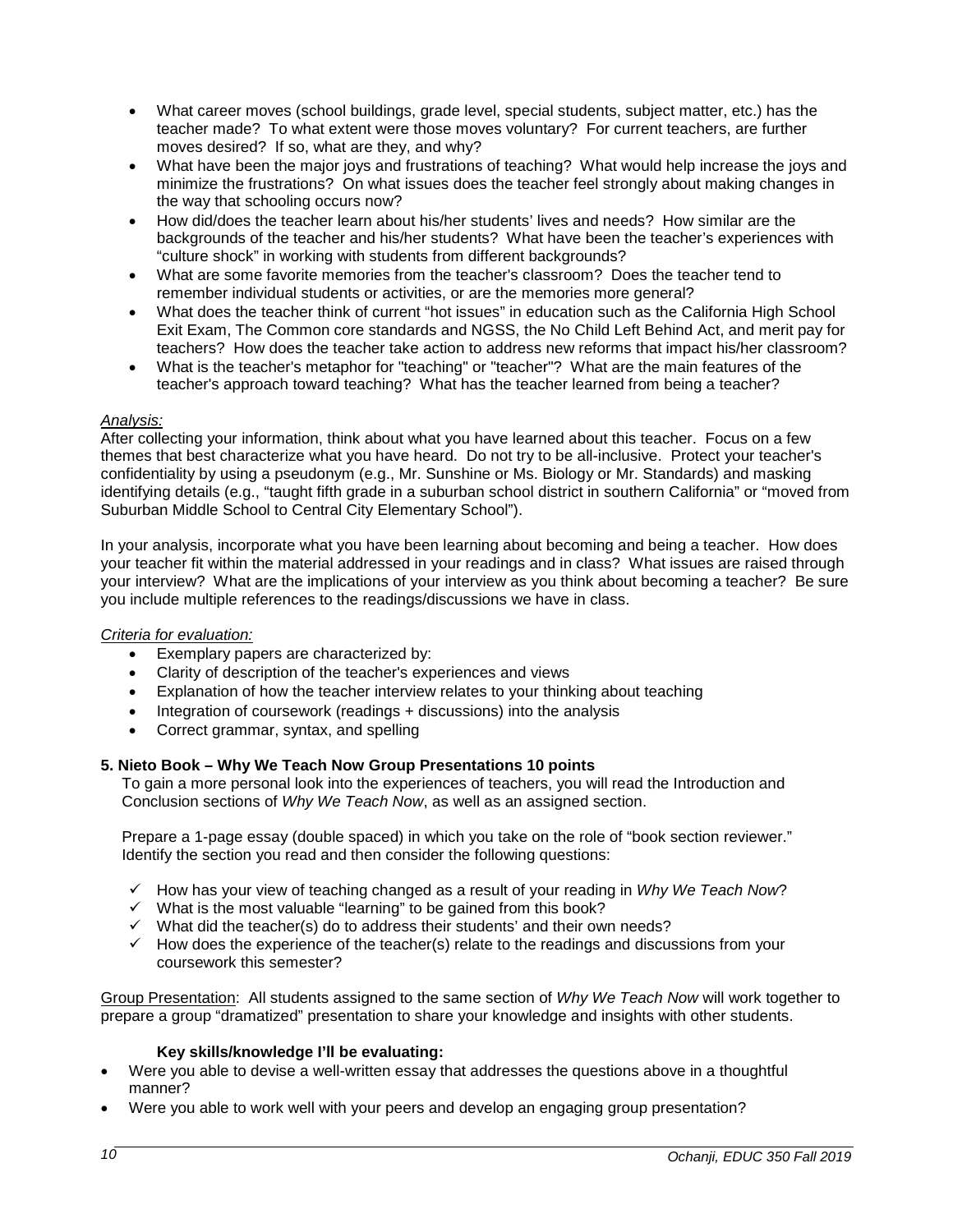- What career moves (school buildings, grade level, special students, subject matter, etc.) has the teacher made? To what extent were those moves voluntary? For current teachers, are further moves desired? If so, what are they, and why?
- What have been the major joys and frustrations of teaching? What would help increase the joys and minimize the frustrations? On what issues does the teacher feel strongly about making changes in the way that schooling occurs now?
- How did/does the teacher learn about his/her students' lives and needs? How similar are the backgrounds of the teacher and his/her students? What have been the teacher's experiences with "culture shock" in working with students from different backgrounds?
- What are some favorite memories from the teacher's classroom? Does the teacher tend to remember individual students or activities, or are the memories more general?
- What does the teacher think of current "hot issues" in education such as the California High School Exit Exam, The Common core standards and NGSS, the No Child Left Behind Act, and merit pay for teachers? How does the teacher take action to address new reforms that impact his/her classroom?
- What is the teacher's metaphor for "teaching" or "teacher"? What are the main features of the teacher's approach toward teaching? What has the teacher learned from being a teacher?

*Analysis:*

After collecting your information, think about what you have learned about this teacher. Focus on a few themes that best characterize what you have heard. Do not try to be all-inclusive. Protect your teacher's confidentiality by using a pseudonym (e.g., Mr. Sunshine or Ms. Biology or Mr. Standards) and masking identifying details (e.g., "taught fifth grade in a suburban school district in southern California" or "moved from Suburban Middle School to Central City Elementary School").

In your analysis, incorporate what you have been learning about becoming and being a teacher. How does your teacher fit within the material addressed in your readings and in class? What issues are raised through your interview? What are the implications of your interview as you think about becoming a teacher? Be sure you include multiple references to the readings/discussions we have in class.

*Criteria for evaluation:*

- Exemplary papers are characterized by:
- Clarity of description of the teacher's experiences and views
- Explanation of how the teacher interview relates to your thinking about teaching
- Integration of coursework (readings + discussions) into the analysis
- Correct grammar, syntax, and spelling

**5. Nieto Book – Why We Teach Now Group Presentations 10 points**

To gain a more personal look into the experiences of teachers, you will read the Introduction and Conclusion sections of *Why We Teach Now*, as well as an assigned section.

Prepare a 1-page essay (double spaced) in which you take on the role of "book section reviewer." Identify the section you read and then consider the following questions:

- ✓ How has your view of teaching changed as a result of your reading in *Why We Teach Now*?
- ✓ What is the most valuable "learning" to be gained from this book?
- ✓ What did the teacher(s) do to address their students' and their own needs?
- ✓ How does the experience of the teacher(s) relate to the readings and discussions from your coursework this semester?

<u>Group Presentation</u>: All students assigned to the same section of *Why We Teach Now* will work together to prepare a group "dramatized" presentation to share your knowledge and insights with other students.

**Key skills/knowledge I'll be evaluating:**

- Were you able to devise a well-written essay that addresses the questions above in a thoughtful manner?
- Were you able to work well with your peers and develop an engaging group presentation?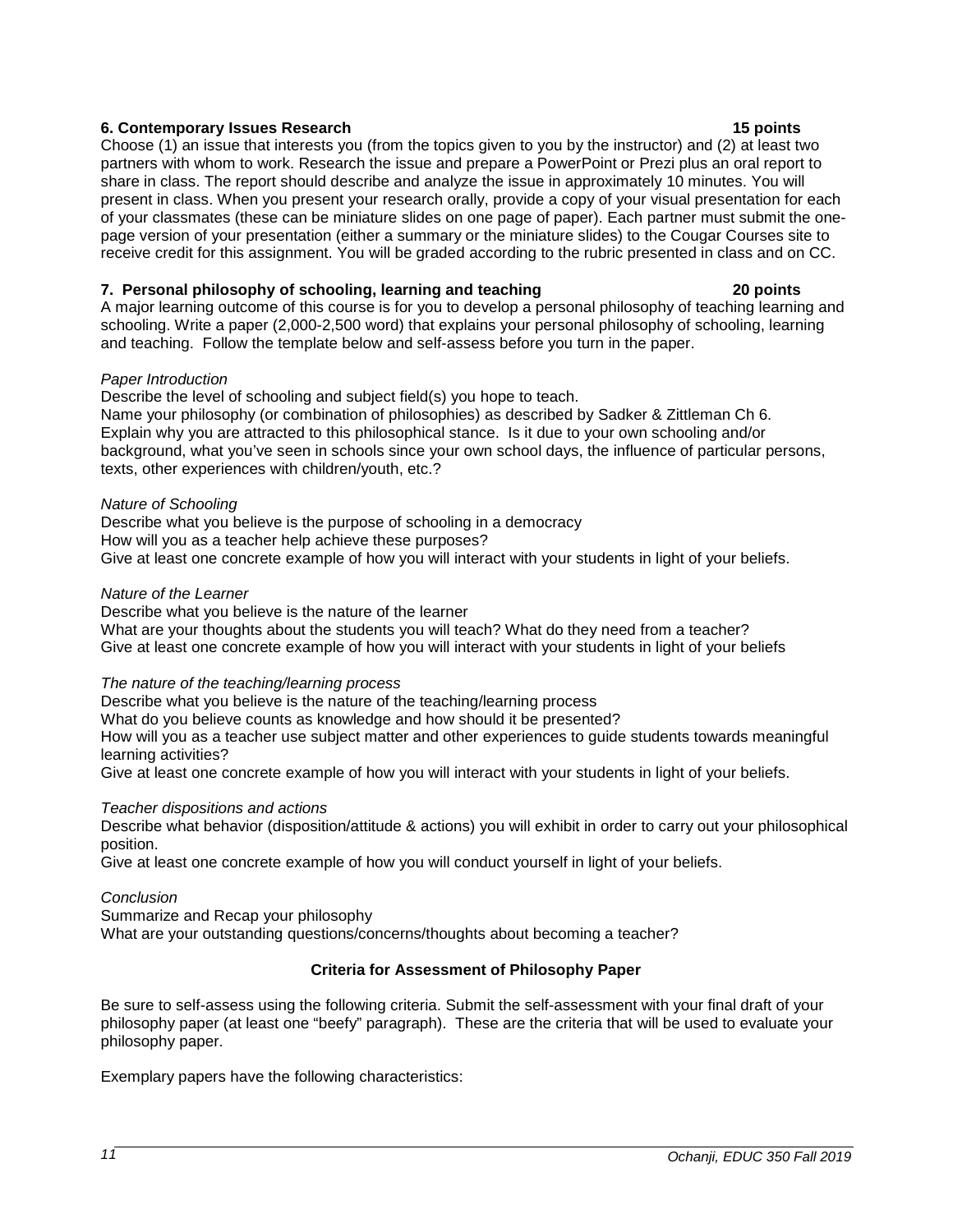**6. Contemporary Issues Research 15 points**

Choose (1) an issue that interests you (from the topics given to you by the instructor) and (2) at least two partners with whom to work. Research the issue and prepare a PowerPoint or Prezi plus an oral report to share in class. The report should describe and analyze the issue in approximately 10 minutes. You will present in class. When you present your research orally, provide a copy of your visual presentation for each of your classmates (these can be miniature slides on one page of paper). Each partner must submit the one-page version of your presentation (either a summary or the miniature slides) to the Cougar Courses site to receive credit for this assignment. You will be graded according to the rubric presented in class and on CC.

**7. Personal philosophy of schooling, learning and teaching 20 points**

A major learning outcome of this course is for you to develop a personal philosophy of teaching learning and schooling. Write a paper (2,000-2,500 word) that explains your personal philosophy of schooling, learning and teaching. Follow the template below and self-assess before you turn in the paper.

*Paper Introduction*

Describe the level of schooling and subject field(s) you hope to teach.
Name your philosophy (or combination of philosophies) as described by Sadker & Zittleman Ch 6.
Explain why you are attracted to this philosophical stance. Is it due to your own schooling and/or background, what you've seen in schools since your own school days, the influence of particular persons, texts, other experiences with children/youth, etc.?

*Nature of Schooling*

Describe what you believe is the purpose of schooling in a democracy
How will you as a teacher help achieve these purposes?
Give at least one concrete example of how you will interact with your students in light of your beliefs.

*Nature of the Learner*

Describe what you believe is the nature of the learner
What are your thoughts about the students you will teach? What do they need from a teacher?
Give at least one concrete example of how you will interact with your students in light of your beliefs

*The nature of the teaching/learning process*

Describe what you believe is the nature of the teaching/learning process
What do you believe counts as knowledge and how should it be presented?
How will you as a teacher use subject matter and other experiences to guide students towards meaningful learning activities?
Give at least one concrete example of how you will interact with your students in light of your beliefs.

*Teacher dispositions and actions*

Describe what behavior (disposition/attitude & actions) you will exhibit in order to carry out your philosophical position.
Give at least one concrete example of how you will conduct yourself in light of your beliefs.

*Conclusion*

Summarize and Recap your philosophy
What are your outstanding questions/concerns/thoughts about becoming a teacher?

**Criteria for Assessment of Philosophy Paper**

Be sure to self-assess using the following criteria. Submit the self-assessment with your final draft of your philosophy paper (at least one "beefy" paragraph). These are the criteria that will be used to evaluate your philosophy paper.

Exemplary papers have the following characteristics: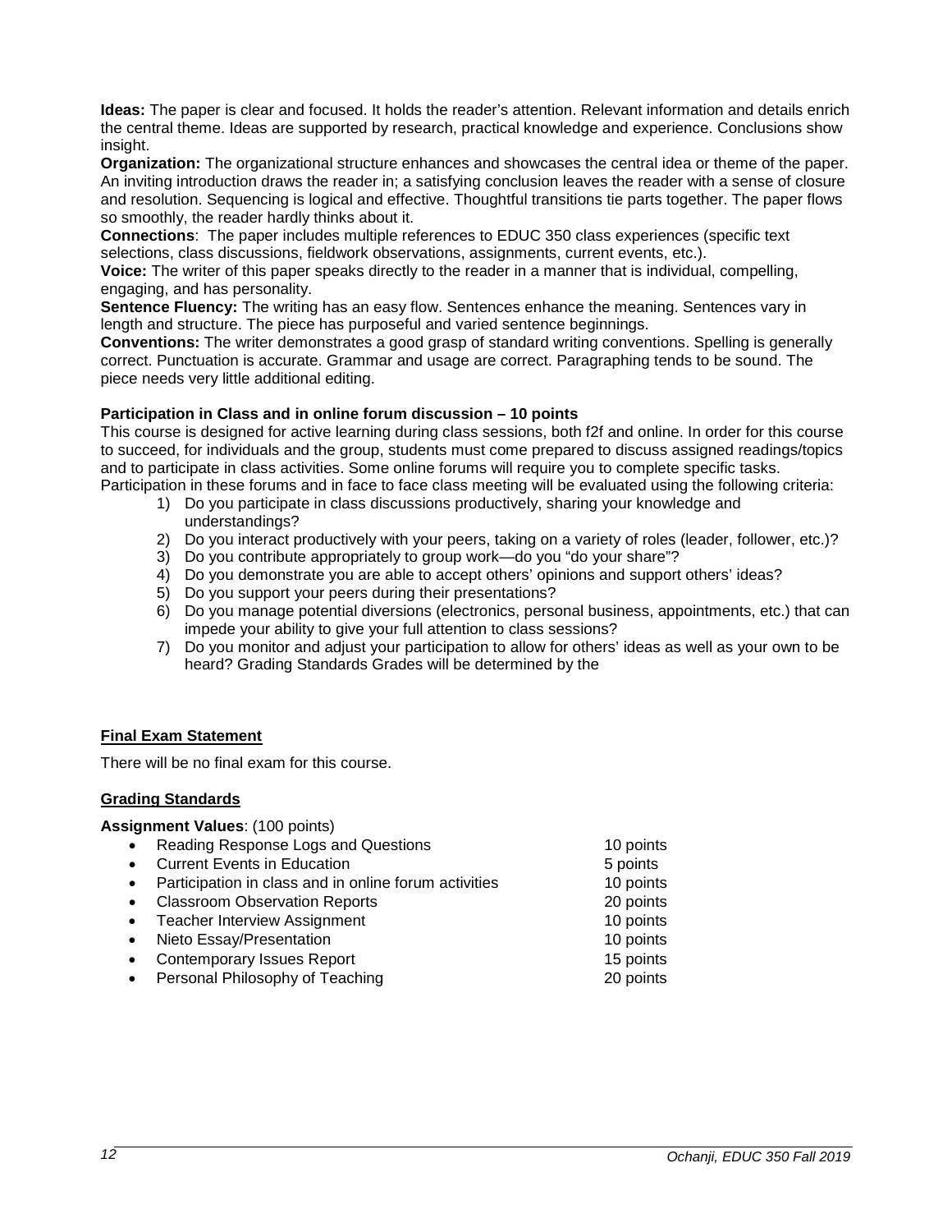**Ideas:** The paper is clear and focused. It holds the reader's attention. Relevant information and details enrich the central theme. Ideas are supported by research, practical knowledge and experience. Conclusions show insight.
**Organization:** The organizational structure enhances and showcases the central idea or theme of the paper. An inviting introduction draws the reader in; a satisfying conclusion leaves the reader with a sense of closure and resolution. Sequencing is logical and effective. Thoughtful transitions tie parts together. The paper flows so smoothly, the reader hardly thinks about it.
**Connections**: The paper includes multiple references to EDUC 350 class experiences (specific text selections, class discussions, fieldwork observations, assignments, current events, etc.).
**Voice:** The writer of this paper speaks directly to the reader in a manner that is individual, compelling, engaging, and has personality.
**Sentence Fluency:** The writing has an easy flow. Sentences enhance the meaning. Sentences vary in length and structure. The piece has purposeful and varied sentence beginnings.
**Conventions:** The writer demonstrates a good grasp of standard writing conventions. Spelling is generally correct. Punctuation is accurate. Grammar and usage are correct. Paragraphing tends to be sound. The piece needs very little additional editing.

**Participation in Class and in online forum discussion – 10 points**

This course is designed for active learning during class sessions, both f2f and online. In order for this course to succeed, for individuals and the group, students must come prepared to discuss assigned readings/topics and to participate in class activities. Some online forums will require you to complete specific tasks. Participation in these forums and in face to face class meeting will be evaluated using the following criteria:

1) Do you participate in class discussions productively, sharing your knowledge and understandings?
2) Do you interact productively with your peers, taking on a variety of roles (leader, follower, etc.)?
3) Do you contribute appropriately to group work—do you "do your share"?
4) Do you demonstrate you are able to accept others' opinions and support others' ideas?
5) Do you support your peers during their presentations?
6) Do you manage potential diversions (electronics, personal business, appointments, etc.) that can impede your ability to give your full attention to class sessions?
7) Do you monitor and adjust your participation to allow for others' ideas as well as your own to be heard? Grading Standards Grades will be determined by the

## Final Exam Statement

There will be no final exam for this course.

## Grading Standards

**Assignment Values**: (100 points)

| Assignment | Points |
|---|---|
| Reading Response Logs and Questions | 10 points |
| Current Events in Education | 5 points |
| Participation in class and in online forum activities | 10 points |
| Classroom Observation Reports | 20 points |
| Teacher Interview Assignment | 10 points |
| Nieto Essay/Presentation | 10 points |
| Contemporary Issues Report | 15 points |
| Personal Philosophy of Teaching | 20 points |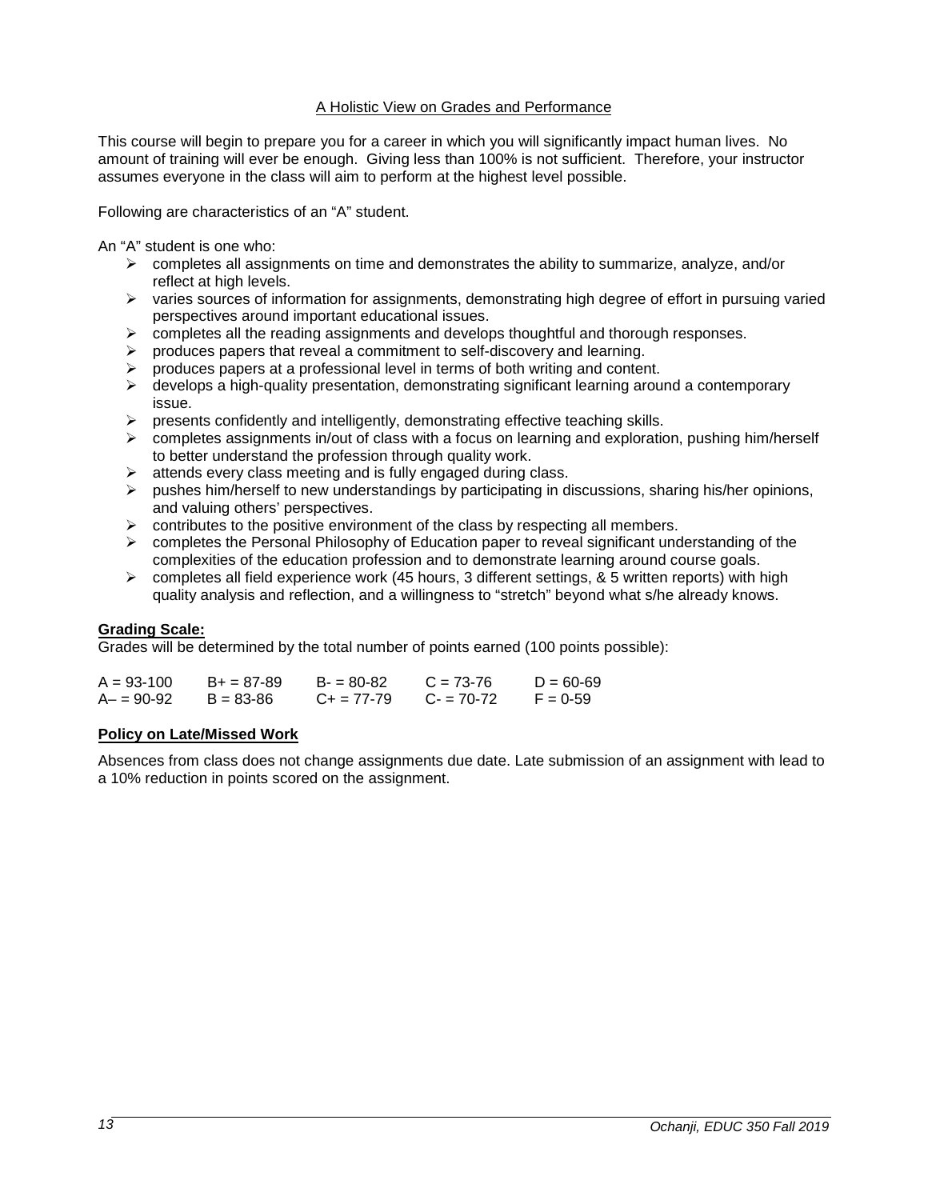## A Holistic View on Grades and Performance

This course will begin to prepare you for a career in which you will significantly impact human lives. No amount of training will ever be enough. Giving less than 100% is not sufficient. Therefore, your instructor assumes everyone in the class will aim to perform at the highest level possible.

Following are characteristics of an "A" student.

An "A" student is one who:

- completes all assignments on time and demonstrates the ability to summarize, analyze, and/or reflect at high levels.
- varies sources of information for assignments, demonstrating high degree of effort in pursuing varied perspectives around important educational issues.
- completes all the reading assignments and develops thoughtful and thorough responses.
- produces papers that reveal a commitment to self-discovery and learning.
- produces papers at a professional level in terms of both writing and content.
- develops a high-quality presentation, demonstrating significant learning around a contemporary issue.
- presents confidently and intelligently, demonstrating effective teaching skills.
- completes assignments in/out of class with a focus on learning and exploration, pushing him/herself to better understand the profession through quality work.
- attends every class meeting and is fully engaged during class.
- pushes him/herself to new understandings by participating in discussions, sharing his/her opinions, and valuing others' perspectives.
- contributes to the positive environment of the class by respecting all members.
- completes the Personal Philosophy of Education paper to reveal significant understanding of the complexities of the education profession and to demonstrate learning around course goals.
- completes all field experience work (45 hours, 3 different settings, & 5 written reports) with high quality analysis and reflection, and a willingness to "stretch" beyond what s/he already knows.

**Grading Scale:**

Grades will be determined by the total number of points earned (100 points possible):

| | | | | |
|---|---|---|---|---|
| A = 93-100 | B+ = 87-89 | B- = 80-82 | C = 73-76 | D = 60-69 |
| A– = 90-92 | B = 83-86 | C+ = 77-79 | C- = 70-72 | F = 0-59 |

**Policy on Late/Missed Work**

Absences from class does not change assignments due date. Late submission of an assignment with lead to a 10% reduction in points scored on the assignment.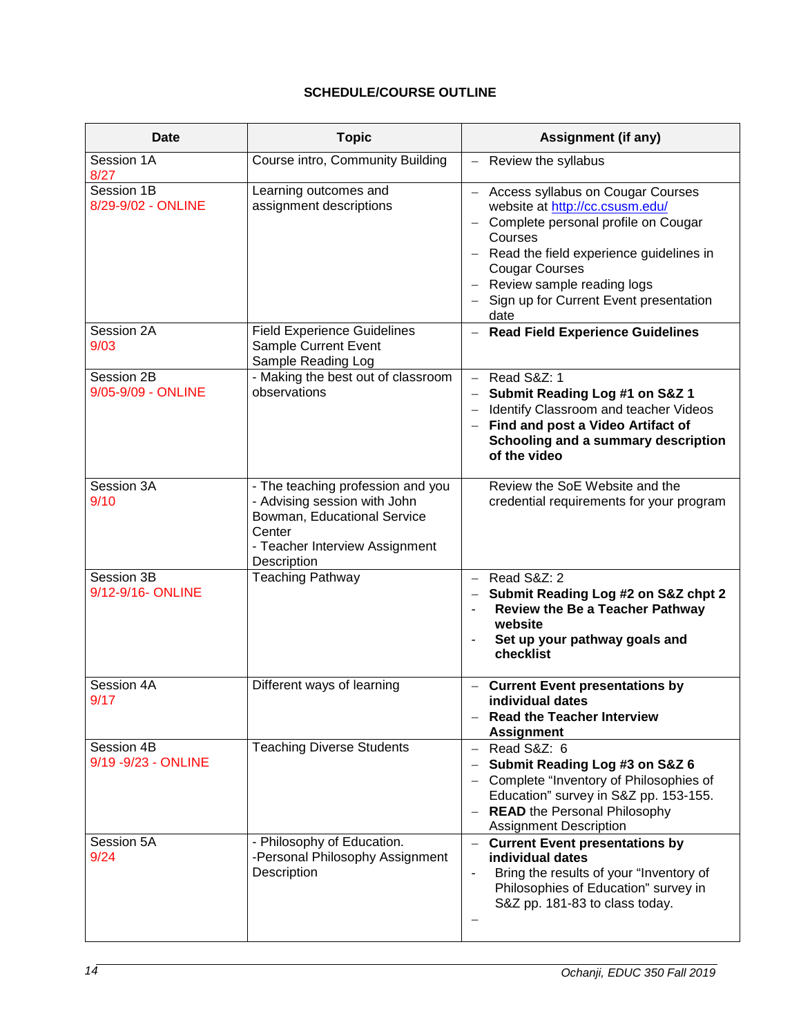### SCHEDULE/COURSE OUTLINE

| Date | Topic | Assignment (if any) |
|---|---|---|
| Session 1A<br>8/27 | Course intro, Community Building | – Review the syllabus |
| Session 1B<br>8/29-9/02 - ONLINE | Learning outcomes and assignment descriptions | – Access syllabus on Cougar Courses website at http://cc.csusm.edu/<br>– Complete personal profile on Cougar Courses<br>– Read the field experience guidelines in Cougar Courses<br>– Review sample reading logs<br>– Sign up for Current Event presentation date |
| Session 2A<br>9/03 | Field Experience Guidelines<br>Sample Current Event<br>Sample Reading Log | – **Read Field Experience Guidelines** |
| Session 2B<br>9/05-9/09 - ONLINE | - Making the best out of classroom observations | – Read S&Z: 1<br>– **Submit Reading Log #1 on S&Z 1**<br>– Identify Classroom and teacher Videos<br>– **Find and post a Video Artifact of Schooling and a summary description of the video** |
| Session 3A<br>9/10 | - The teaching profession and you<br>- Advising session with John Bowman, Educational Service Center<br>- Teacher Interview Assignment Description | Review the SoE Website and the credential requirements for your program |
| Session 3B<br>9/12-9/16- ONLINE | Teaching Pathway | – Read S&Z: 2<br>– **Submit Reading Log #2 on S&Z chpt 2**<br>- **Review the Be a Teacher Pathway website**<br>- **Set up your pathway goals and checklist** |
| Session 4A<br>9/17 | Different ways of learning | – **Current Event presentations by individual dates**<br>– **Read the Teacher Interview Assignment** |
| Session 4B<br>9/19 -9/23 - ONLINE | Teaching Diverse Students | – Read S&Z: 6<br>– **Submit Reading Log #3 on S&Z 6**<br>– Complete "Inventory of Philosophies of Education" survey in S&Z pp. 153-155.<br>– **READ** the Personal Philosophy Assignment Description |
| Session 5A<br>9/24 | - Philosophy of Education.<br>-Personal Philosophy Assignment Description | – **Current Event presentations by individual dates**<br>- Bring the results of your "Inventory of Philosophies of Education" survey in S&Z pp. 181-83 to class today.<br>– |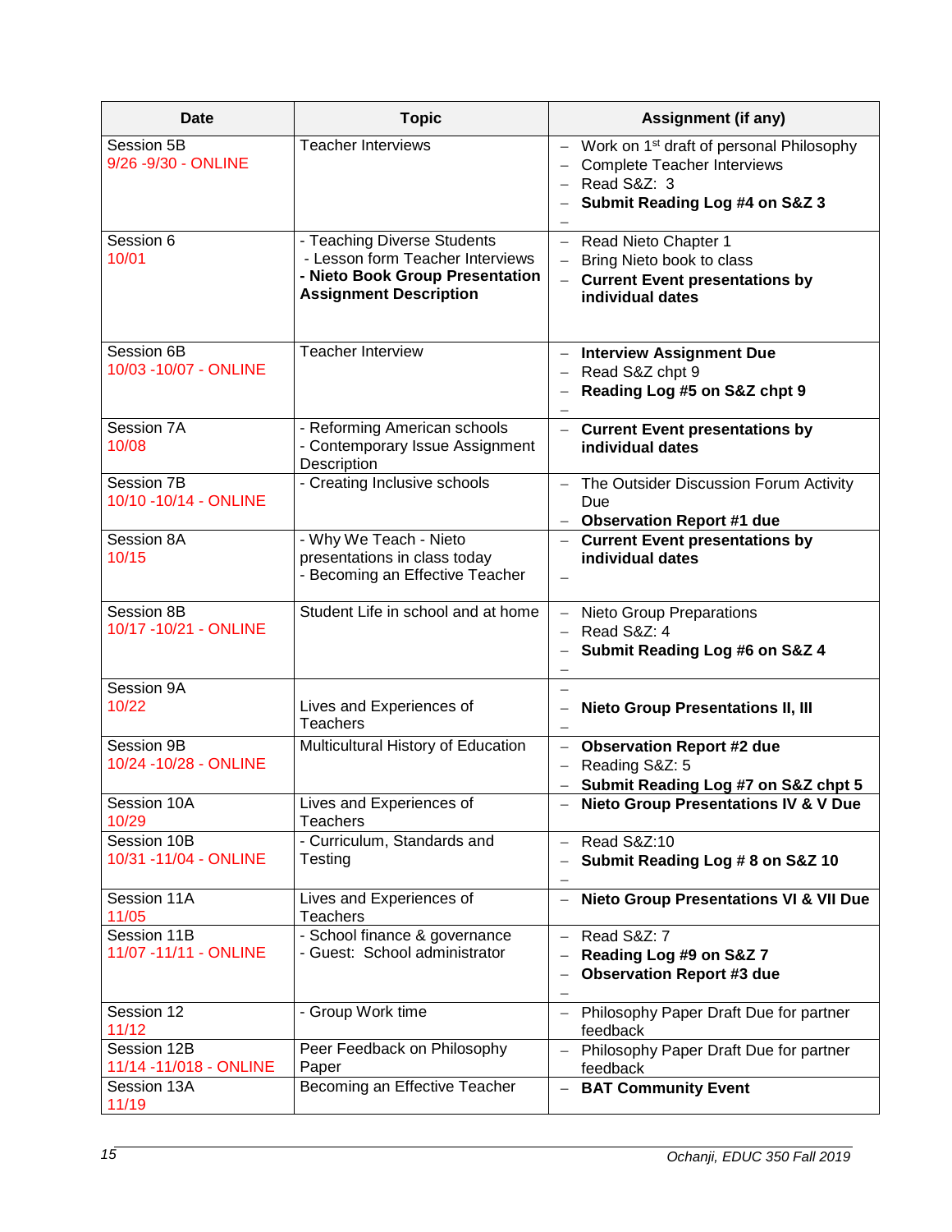| Date | Topic | Assignment (if any) |
|---|---|---|
| Session 5B<br>9/26 -9/30 - ONLINE | Teacher Interviews | – Work on 1st draft of personal Philosophy<br>– Complete Teacher Interviews<br>– Read S&Z: 3<br>– **Submit Reading Log #4 on S&Z 3**<br>– |
| Session 6<br>10/01 | - Teaching Diverse Students<br>- Lesson form Teacher Interviews<br>**- Nieto Book Group Presentation Assignment Description** | – Read Nieto Chapter 1<br>– Bring Nieto book to class<br>– **Current Event presentations by individual dates** |
| Session 6B<br>10/03 -10/07 - ONLINE | Teacher Interview | – **Interview Assignment Due**<br>– Read S&Z chpt 9<br>– **Reading Log #5 on S&Z chpt 9**<br>– |
| Session 7A<br>10/08 | - Reforming American schools<br>- Contemporary Issue Assignment Description | – **Current Event presentations by individual dates** |
| Session 7B<br>10/10 -10/14 - ONLINE | - Creating Inclusive schools | – The Outsider Discussion Forum Activity Due<br>– **Observation Report #1 due** |
| Session 8A<br>10/15 | - Why We Teach - Nieto presentations in class today<br>- Becoming an Effective Teacher | – **Current Event presentations by individual dates**<br>– |
| Session 8B<br>10/17 -10/21 - ONLINE | Student Life in school and at home | – Nieto Group Preparations<br>– Read S&Z: 4<br>– **Submit Reading Log #6 on S&Z 4**<br>– |
| Session 9A<br>10/22 | Lives and Experiences of Teachers | –<br>– **Nieto Group Presentations II, III**<br>– |
| Session 9B<br>10/24 -10/28 - ONLINE | Multicultural History of Education | – **Observation Report #2 due**<br>– Reading S&Z: 5<br>– **Submit Reading Log #7 on S&Z chpt 5** |
| Session 10A<br>10/29 | Lives and Experiences of Teachers | – **Nieto Group Presentations IV & V Due** |
| Session 10B<br>10/31 -11/04 - ONLINE | - Curriculum, Standards and Testing | – Read S&Z:10<br>– **Submit Reading Log # 8 on S&Z 10**<br>– |
| Session 11A<br>11/05 | Lives and Experiences of Teachers | – **Nieto Group Presentations VI & VII Due** |
| Session 11B<br>11/07 -11/11 - ONLINE | - School finance & governance<br>- Guest: School administrator | – Read S&Z: 7<br>– **Reading Log #9 on S&Z 7**<br>– **Observation Report #3 due**<br>– |
| Session 12<br>11/12 | - Group Work time | – Philosophy Paper Draft Due for partner feedback |
| Session 12B<br>11/14 -11/018 - ONLINE | Peer Feedback on Philosophy Paper | – Philosophy Paper Draft Due for partner feedback |
| Session 13A<br>11/19 | Becoming an Effective Teacher | – **BAT Community Event** |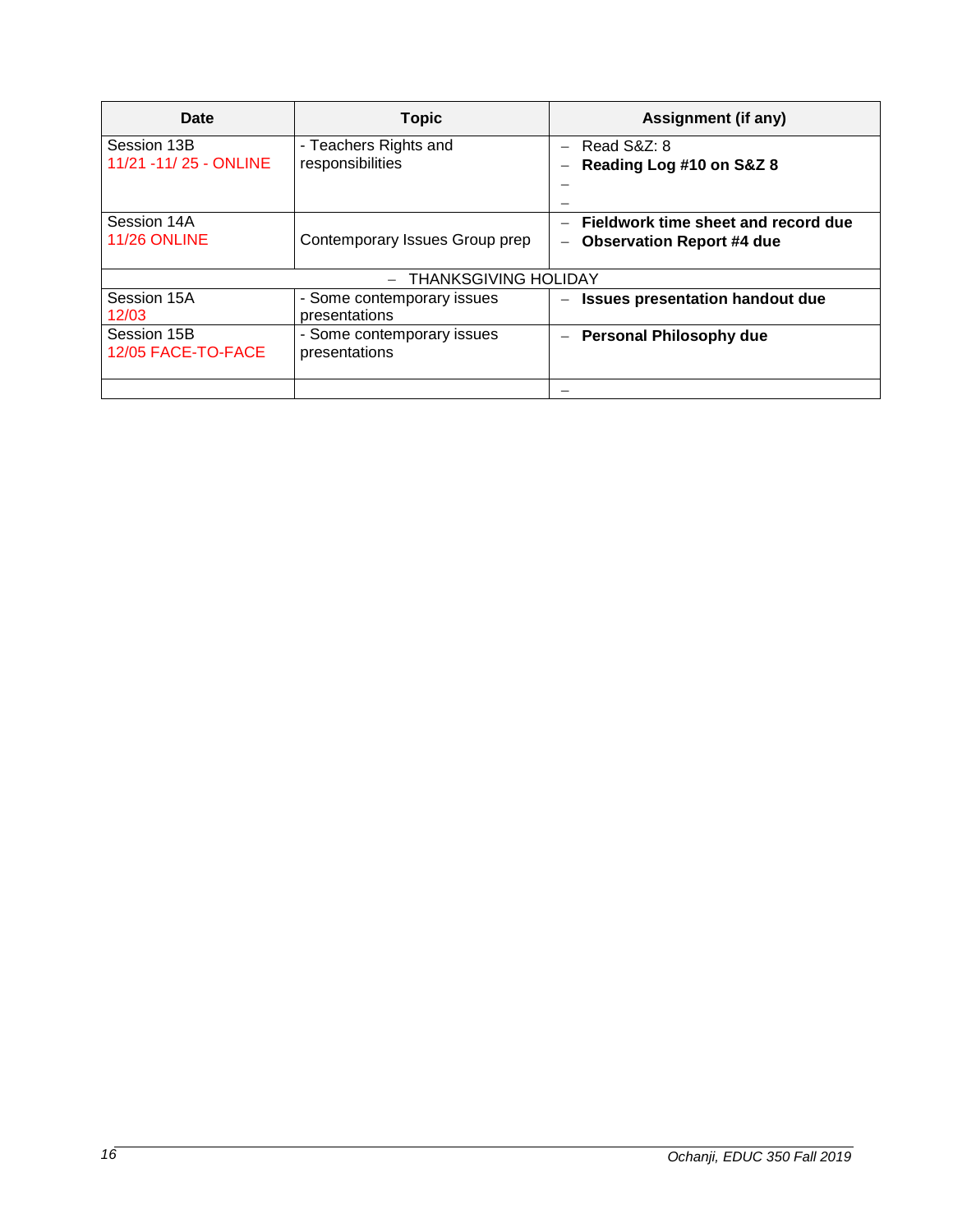| Date | Topic | Assignment (if any) |
|---|---|---|
| Session 13B<br>11/21 -11/ 25 - ONLINE | - Teachers Rights and responsibilities | – Read S&Z: 8<br>– **Reading Log #10 on S&Z 8**<br>–<br>– |
| Session 14A<br>11/26 ONLINE | Contemporary Issues Group prep | – **Fieldwork time sheet and record due**<br>– **Observation Report #4 due** |
| – THANKSGIVING HOLIDAY | | |
| Session 15A<br>12/03 | - Some contemporary issues presentations | – **Issues presentation handout due** |
| Session 15B<br>12/05 FACE-TO-FACE | - Some contemporary issues presentations | – **Personal Philosophy due** |
| | | – |